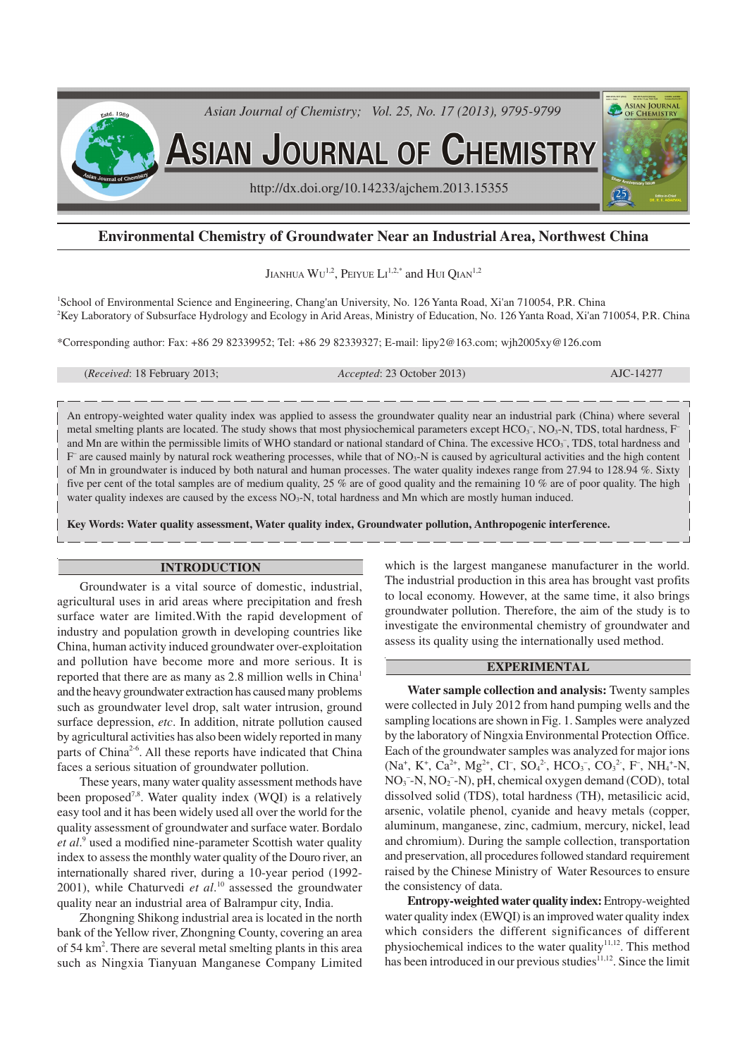# Environmental Chemistry of Groundwater Near an Industrial Area, Northwest China

Jianhua Wu[1,2], Peiyue Li[1,2,*] and Hui Qian[1,2]

[1]School of Environmental Science and Engineering, Chang'an University, No. 126 Yanta Road, Xi'an 710054, P.R. China
[2]Key Laboratory of Subsurface Hydrology and Ecology in Arid Areas, Ministry of Education, No. 126 Yanta Road, Xi'an 710054, P.R. China

*Corresponding author: Fax: +86 29 82339952; Tel: +86 29 82339327; E-mail: lipy2@163.com; wjh2005xy@126.com

(*Received*: 18 February 2013; *Accepted*: 23 October 2013) AJC-14277

An entropy-weighted water quality index was applied to assess the groundwater quality near an industrial park (China) where several metal smelting plants are located. The study shows that most physiochemical parameters except $HCO_3^-$, $NO_3$-N, TDS, total hardness, $F^-$ and Mn are within the permissible limits of WHO standard or national standard of China. The excessive $HCO_3^-$, TDS, total hardness and $F^-$ are caused mainly by natural rock weathering processes, while that of $NO_3$-N is caused by agricultural activities and the high content of Mn in groundwater is induced by both natural and human processes. The water quality indexes range from 27.94 to 128.94 %. Sixty five per cent of the total samples are of medium quality, 25 % are of good quality and the remaining 10 % are of poor quality. The high water quality indexes are caused by the excess $NO_3$-N, total hardness and Mn which are mostly human induced.

**Key Words: Water quality assessment, Water quality index, Groundwater pollution, Anthropogenic interference.**

## INTRODUCTION

Groundwater is a vital source of domestic, industrial, agricultural uses in arid areas where precipitation and fresh surface water are limited.With the rapid development of industry and population growth in developing countries like China, human activity induced groundwater over-exploitation and pollution have become more and more serious. It is reported that there are as many as 2.8 million wells in China[1] and the heavy groundwater extraction has caused many problems such as groundwater level drop, salt water intrusion, ground surface depression, *etc*. In addition, nitrate pollution caused by agricultural activities has also been widely reported in many parts of China[2-6]. All these reports have indicated that China faces a serious situation of groundwater pollution.

These years, many water quality assessment methods have been proposed[7,8]. Water quality index (WQI) is a relatively easy tool and it has been widely used all over the world for the quality assessment of groundwater and surface water. Bordalo *et al.*[9] used a modified nine-parameter Scottish water quality index to assess the monthly water quality of the Douro river, an internationally shared river, during a 10-year period (1992-2001), while Chaturvedi *et al.*[10] assessed the groundwater quality near an industrial area of Balrampur city, India.

Zhongning Shikong industrial area is located in the north bank of the Yellow river, Zhongning County, covering an area of 54 km$^2$. There are several metal smelting plants in this area such as Ningxia Tianyuan Manganese Company Limited which is the largest manganese manufacturer in the world. The industrial production in this area has brought vast profits to local economy. However, at the same time, it also brings groundwater pollution. Therefore, the aim of the study is to investigate the environmental chemistry of groundwater and assess its quality using the internationally used method.

## EXPERIMENTAL

**Water sample collection and analysis:** Twenty samples were collected in July 2012 from hand pumping wells and the sampling locations are shown in Fig. 1. Samples were analyzed by the laboratory of Ningxia Environmental Protection Office. Each of the groundwater samples was analyzed for major ions ($Na^+$, $K^+$, $Ca^{2+}$, $Mg^{2+}$, $Cl^-$, $SO_4^{2-}$, $HCO_3^-$, $CO_3^{2-}$, $F^-$, $NH_4^+$-N, $NO_3^-$-N, $NO_2^-$-N), pH, chemical oxygen demand (COD), total dissolved solid (TDS), total hardness (TH), metasilicic acid, arsenic, volatile phenol, cyanide and heavy metals (copper, aluminum, manganese, zinc, cadmium, mercury, nickel, lead and chromium). During the sample collection, transportation and preservation, all procedures followed standard requirement raised by the Chinese Ministry of Water Resources to ensure the consistency of data.

**Entropy-weighted water quality index:** Entropy-weighted water quality index (EWQI) is an improved water quality index which considers the different significances of different physiochemical indices to the water quality[11,12]. This method has been introduced in our previous studies[11,12]. Since the limit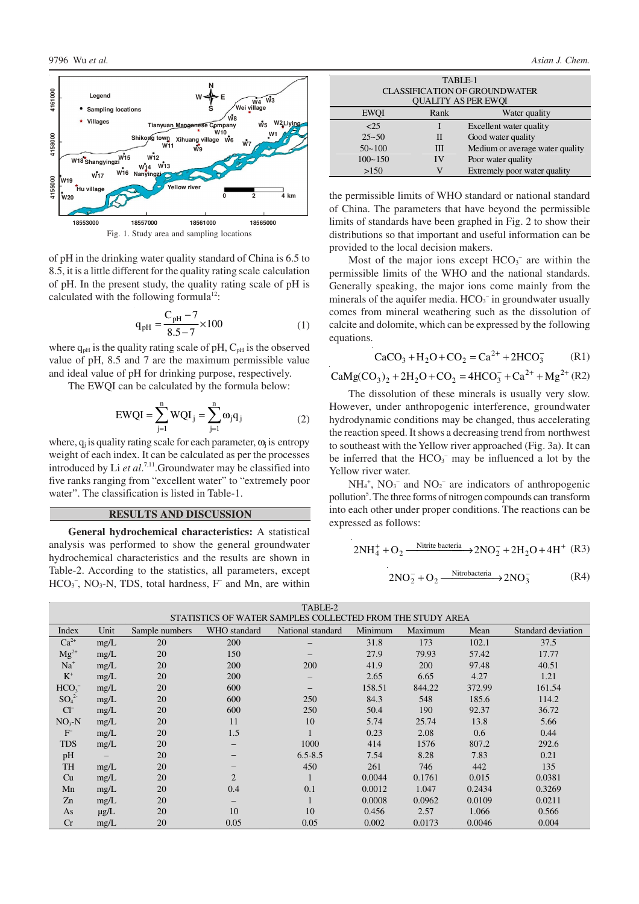Fig. 1. Study area and sampling locations

of pH in the drinking water quality standard of China is 6.5 to 8.5, it is a little different for the quality rating scale calculation of pH. In the present study, the quality rating scale of pH is calculated with the following formula[12]:

$$q_{pH} = \frac{C_{pH} - 7}{8.5 - 7} \times 100 \quad (1)$$

where $q_{pH}$ is the quality rating scale of pH, $C_{pH}$ is the observed value of pH, 8.5 and 7 are the maximum permissible value and ideal value of pH for drinking purpose, respectively.

The EWQI can be calculated by the formula below:

$$EWQI = \sum_{j=1}^{n} WQI_j = \sum_{j=1}^{n} \omega_j q_j \quad (2)$$

where, $q_j$ is quality rating scale for each parameter, $\omega_j$ is entropy weight of each index. It can be calculated as per the processes introduced by Li *et al.*[7,11]. Groundwater may be classified into five ranks ranging from "excellent water" to "extremely poor water". The classification is listed in Table-1.

TABLE-1
CLASSIFICATION OF GROUNDWATER QUALITY AS PER EWQI

| EWQI | Rank | Water quality |
|---|---|---|
| <25 | I | Excellent water quality |
| 25~50 | II | Good water quality |
| 50~100 | III | Medium or average water quality |
| 100~150 | IV | Poor water quality |
| >150 | V | Extremely poor water quality |

## RESULTS AND DISCUSSION

**General hydrochemical characteristics:** A statistical analysis was performed to show the general groundwater hydrochemical characteristics and the results are shown in Table-2. According to the statistics, all parameters, except $HCO_3^-$, $NO_3$-N, TDS, total hardness, $F^-$ and Mn, are within the permissible limits of WHO standard or national standard of China. The parameters that have beyond the permissible limits of standards have been graphed in Fig. 2 to show their distributions so that important and useful information can be provided to the local decision makers.

Most of the major ions except $HCO_3^-$ are within the permissible limits of the WHO and the national standards. Generally speaking, the major ions come mainly from the minerals of the aquifer media. $HCO_3^-$ in groundwater usually comes from mineral weathering such as the dissolution of calcite and dolomite, which can be expressed by the following equations.

$$CaCO_3 + H_2O + CO_2 = Ca^{2+} + 2HCO_3^- \quad (R1)$$

$$CaMg(CO_3)_2 + 2H_2O + CO_2 = 4HCO_3^- + Ca^{2+} + Mg^{2+} \quad (R2)$$

The dissolution of these minerals is usually very slow. However, under anthropogenic interference, groundwater hydrodynamic conditions may be changed, thus accelerating the reaction speed. It shows a decreasing trend from northwest to southeast with the Yellow river approached (Fig. 3a). It can be inferred that the $HCO_3^-$ may be influenced a lot by the Yellow river water.

$NH_4^+$, $NO_3^-$ and $NO_2^-$ are indicators of anthropogenic pollution[5]. The three forms of nitrogen compounds can transform into each other under proper conditions. The reactions can be expressed as follows:

$$2NH_4^+ + O_2 \xrightarrow{\text{Nitrite bacteria}} 2NO_2^- + 2H_2O + 4H^+ \quad (R3)$$

$$2NO_2^- + O_2 \xrightarrow{\text{Nitrobacteria}} 2NO_3^- \quad (R4)$$

TABLE-2
STATISTICS OF WATER SAMPLES COLLECTED FROM THE STUDY AREA

| Index | Unit | Sample numbers | WHO standard | National standard | Minimum | Maximum | Mean | Standard deviation |
|---|---|---|---|---|---|---|---|---|
| $Ca^{2+}$ | mg/L | 20 | 200 | – | 31.8 | 173 | 102.1 | 37.5 |
| $Mg^{2+}$ | mg/L | 20 | 150 | – | 27.9 | 79.93 | 57.42 | 17.77 |
| $Na^+$ | mg/L | 20 | 200 | 200 | 41.9 | 200 | 97.48 | 40.51 |
| $K^+$ | mg/L | 20 | 200 | – | 2.65 | 6.65 | 4.27 | 1.21 |
| $HCO_3^-$ | mg/L | 20 | 600 | – | 158.51 | 844.22 | 372.99 | 161.54 |
| $SO_4^{2-}$ | mg/L | 20 | 600 | 250 | 84.3 | 548 | 185.6 | 114.2 |
| $Cl^-$ | mg/L | 20 | 600 | 250 | 50.4 | 190 | 92.37 | 36.72 |
| $NO_3$-N | mg/L | 20 | 11 | 10 | 5.74 | 25.74 | 13.8 | 5.66 |
| $F^-$ | mg/L | 20 | 1.5 | 1 | 0.23 | 2.08 | 0.6 | 0.44 |
| TDS | mg/L | 20 | – | 1000 | 414 | 1576 | 807.2 | 292.6 |
| pH | – | 20 | – | 6.5-8.5 | 7.54 | 8.28 | 7.83 | 0.21 |
| TH | mg/L | 20 | – | 450 | 261 | 746 | 442 | 135 |
| Cu | mg/L | 20 | 2 | 1 | 0.0044 | 0.1761 | 0.015 | 0.0381 |
| Mn | mg/L | 20 | 0.4 | 0.1 | 0.0012 | 1.047 | 0.2434 | 0.3269 |
| Zn | mg/L | 20 | – | 1 | 0.0008 | 0.0962 | 0.0109 | 0.0211 |
| As | μg/L | 20 | 10 | 10 | 0.456 | 2.57 | 1.066 | 0.566 |
| Cr | mg/L | 20 | 0.05 | 0.05 | 0.002 | 0.0173 | 0.0046 | 0.004 |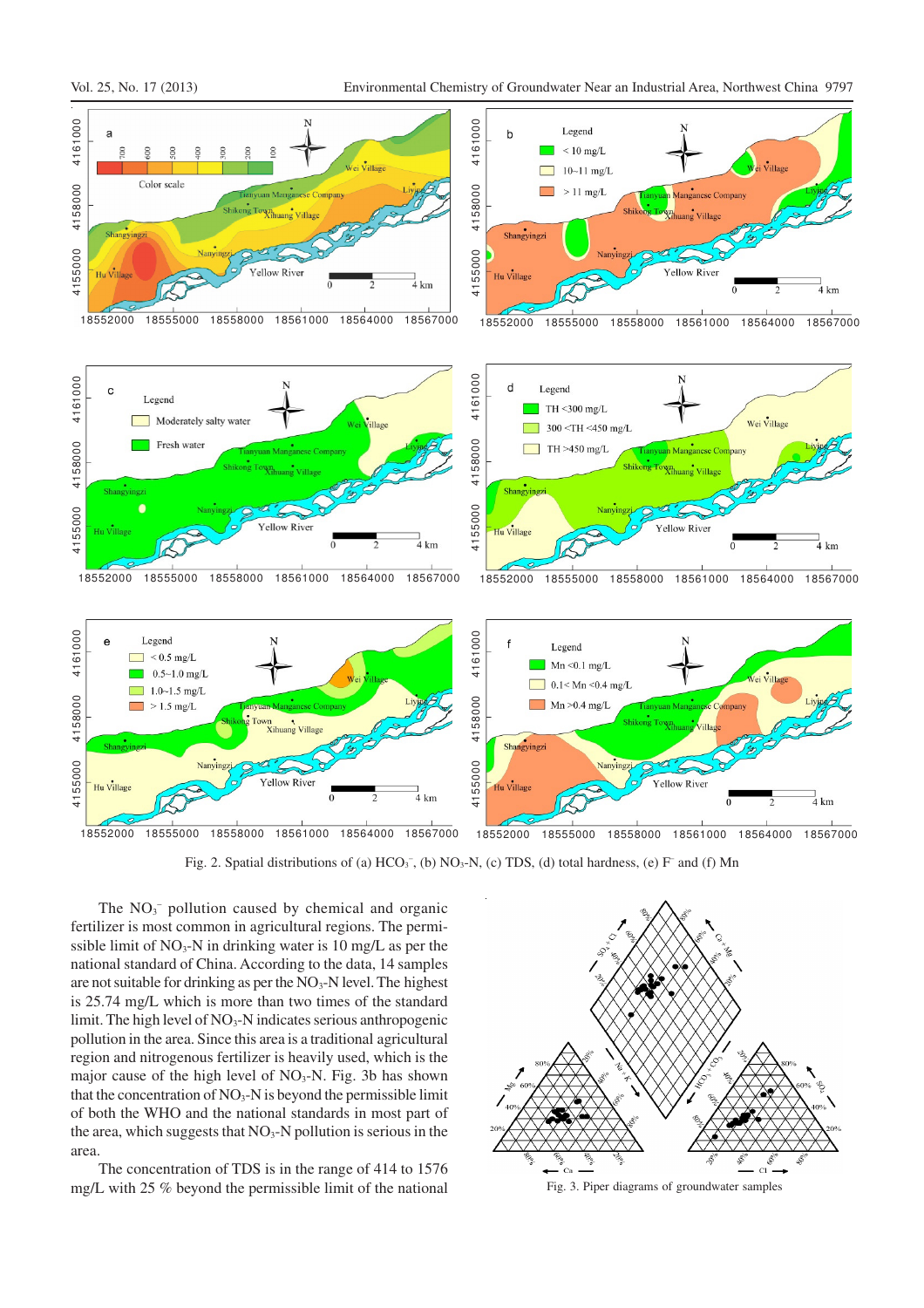Fig. 2. Spatial distributions of (a) $HCO_3^-$, (b) $NO_3$-N, (c) TDS, (d) total hardness, (e) $F^-$ and (f) Mn

The $NO_3^-$ pollution caused by chemical and organic fertilizer is most common in agricultural regions. The permissible limit of $NO_3$-N in drinking water is 10 mg/L as per the national standard of China. According to the data, 14 samples are not suitable for drinking as per the $NO_3$-N level. The highest is 25.74 mg/L which is more than two times of the standard limit. The high level of $NO_3$-N indicates serious anthropogenic pollution in the area. Since this area is a traditional agricultural region and nitrogenous fertilizer is heavily used, which is the major cause of the high level of $NO_3$-N. Fig. 3b has shown that the concentration of $NO_3$-N is beyond the permissible limit of both the WHO and the national standards in most part of the area, which suggests that $NO_3$-N pollution is serious in the area.

The concentration of TDS is in the range of 414 to 1576 mg/L with 25 % beyond the permissible limit of the national

Fig. 3. Piper diagrams of groundwater samples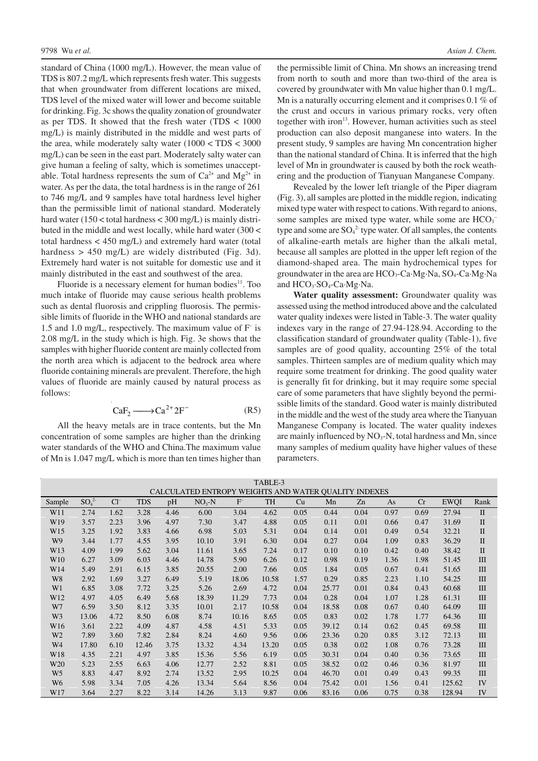standard of China (1000 mg/L). However, the mean value of TDS is 807.2 mg/L which represents fresh water. This suggests that when groundwater from different locations are mixed, TDS level of the mixed water will lower and become suitable for drinking. Fig. 3c shows the quality zonation of groundwater as per TDS. It showed that the fresh water (TDS < 1000 mg/L) is mainly distributed in the middle and west parts of the area, while moderately salty water (1000 < TDS < 3000 mg/L) can be seen in the east part. Moderately salty water can give human a feeling of salty, which is sometimes unacceptable. Total hardness represents the sum of $Ca^{2+}$ and $Mg^{2+}$ in water. As per the data, the total hardness is in the range of 261 to 746 mg/L and 9 samples have total hardness level higher than the permissible limit of national standard. Moderately hard water (150 < total hardness < 300 mg/L) is mainly distributed in the middle and west locally, while hard water (300 < total hardness < 450 mg/L) and extremely hard water (total hardness > 450 mg/L) are widely distributed (Fig. 3d). Extremely hard water is not suitable for domestic use and it mainly distributed in the east and southwest of the area.

Fluoride is a necessary element for human bodies[11]. Too much intake of fluoride may cause serious health problems such as dental fluorosis and crippling fluorosis. The permissible limits of fluoride in the WHO and national standards are 1.5 and 1.0 mg/L, respectively. The maximum value of $F^-$ is 2.08 mg/L in the study which is high. Fig. 3e shows that the samples with higher fluoride content are mainly collected from the north area which is adjacent to the bedrock area where fluoride containing minerals are prevalent. Therefore, the high values of fluoride are mainly caused by natural process as follows:

$$CaF_2 \longrightarrow Ca^{2+} 2F^- \qquad (R5)$$

All the heavy metals are in trace contents, but the Mn concentration of some samples are higher than the drinking water standards of the WHO and China.The maximum value of Mn is 1.047 mg/L which is more than ten times higher than the permissible limit of China. Mn shows an increasing trend from north to south and more than two-third of the area is covered by groundwater with Mn value higher than 0.1 mg/L. Mn is a naturally occurring element and it comprises 0.1 % of the crust and occurs in various primary rocks, very often together with iron[13]. However, human activities such as steel production can also deposit manganese into waters. In the present study, 9 samples are having Mn concentration higher than the national standard of China. It is inferred that the high level of Mn in groundwater is caused by both the rock weathering and the production of Tianyuan Manganese Company.

Revealed by the lower left triangle of the Piper diagram (Fig. 3), all samples are plotted in the middle region, indicating mixed type water with respect to cations. With regard to anions, some samples are mixed type water, while some are $HCO_3^-$ type and some are $SO_4^{2-}$ type water. Of all samples, the contents of alkaline-earth metals are higher than the alkali metal, because all samples are plotted in the upper left region of the diamond-shaped area. The main hydrochemical types for groundwater in the area are $HCO_3$-Ca·Mg·Na, $SO_4$-Ca·Mg·Na and $HCO_3$·$SO_4$-Ca·Mg·Na.

**Water quality assessment:** Groundwater quality was assessed using the method introduced above and the calculated water quality indexes were listed in Table-3. The water quality indexes vary in the range of 27.94-128.94. According to the classification standard of groundwater quality (Table-1), five samples are of good quality, accounting 25% of the total samples. Thirteen samples are of medium quality which may require some treatment for drinking. The good quality water is generally fit for drinking, but it may require some special care of some parameters that have slightly beyond the permissible limits of the standard. Good water is mainly distributed in the middle and the west of the study area where the Tianyuan Manganese Company is located. The water quality indexes are mainly influenced by $NO_3$-N, total hardness and Mn, since many samples of medium quality have higher values of these parameters.

TABLE-3
CALCULATED ENTROPY WEIGHTS AND WATER QUALITY INDEXES

| Sample | $SO_4^{2-}$ | $Cl^-$ | TDS | pH | $NO_3$-N | $F^-$ | TH | Cu | Mn | Zn | As | Cr | EWQI | Rank |
|---|---|---|---|---|---|---|---|---|---|---|---|---|---|---|
| W11 | 2.74 | 1.62 | 3.28 | 4.46 | 6.00 | 3.04 | 4.62 | 0.05 | 0.44 | 0.04 | 0.97 | 0.69 | 27.94 | II |
| W19 | 3.57 | 2.23 | 3.96 | 4.97 | 7.30 | 3.47 | 4.88 | 0.05 | 0.11 | 0.01 | 0.66 | 0.47 | 31.69 | II |
| W15 | 3.25 | 1.92 | 3.83 | 4.66 | 6.98 | 5.03 | 5.31 | 0.04 | 0.14 | 0.01 | 0.49 | 0.54 | 32.21 | II |
| W9 | 3.44 | 1.77 | 4.55 | 3.95 | 10.10 | 3.91 | 6.30 | 0.04 | 0.27 | 0.04 | 1.09 | 0.83 | 36.29 | II |
| W13 | 4.09 | 1.99 | 5.62 | 3.04 | 11.61 | 3.65 | 7.24 | 0.17 | 0.10 | 0.10 | 0.42 | 0.40 | 38.42 | II |
| W10 | 6.27 | 3.09 | 6.03 | 4.46 | 14.78 | 5.90 | 6.26 | 0.12 | 0.98 | 0.19 | 1.36 | 1.98 | 51.45 | III |
| W14 | 5.49 | 2.91 | 6.15 | 3.85 | 20.55 | 2.00 | 7.66 | 0.05 | 1.84 | 0.05 | 0.67 | 0.41 | 51.65 | III |
| W8 | 2.92 | 1.69 | 3.27 | 6.49 | 5.19 | 18.06 | 10.58 | 1.57 | 0.29 | 0.85 | 2.23 | 1.10 | 54.25 | III |
| W1 | 6.85 | 3.08 | 7.72 | 3.25 | 5.26 | 2.69 | 4.72 | 0.04 | 25.77 | 0.01 | 0.84 | 0.43 | 60.68 | III |
| W12 | 4.97 | 4.05 | 6.49 | 5.68 | 18.39 | 11.29 | 7.73 | 0.04 | 0.28 | 0.04 | 1.07 | 1.28 | 61.31 | III |
| W7 | 6.59 | 3.50 | 8.12 | 3.35 | 10.01 | 2.17 | 10.58 | 0.04 | 18.58 | 0.08 | 0.67 | 0.40 | 64.09 | III |
| W3 | 13.06 | 4.72 | 8.50 | 6.08 | 8.74 | 10.16 | 8.65 | 0.05 | 0.83 | 0.02 | 1.78 | 1.77 | 64.36 | III |
| W16 | 3.61 | 2.22 | 4.09 | 4.87 | 4.58 | 4.51 | 5.33 | 0.05 | 39.12 | 0.14 | 0.62 | 0.45 | 69.58 | III |
| W2 | 7.89 | 3.60 | 7.82 | 2.84 | 8.24 | 4.60 | 9.56 | 0.06 | 23.36 | 0.20 | 0.85 | 3.12 | 72.13 | III |
| W4 | 17.80 | 6.10 | 12.46 | 3.75 | 13.32 | 4.34 | 13.20 | 0.05 | 0.38 | 0.02 | 1.08 | 0.76 | 73.28 | III |
| W18 | 4.35 | 2.21 | 4.97 | 3.85 | 15.36 | 5.56 | 6.19 | 0.05 | 30.31 | 0.04 | 0.40 | 0.36 | 73.65 | III |
| W20 | 5.23 | 2.55 | 6.63 | 4.06 | 12.77 | 2.52 | 8.81 | 0.05 | 38.52 | 0.02 | 0.46 | 0.36 | 81.97 | III |
| W5 | 8.83 | 4.47 | 8.92 | 2.74 | 13.52 | 2.95 | 10.25 | 0.04 | 46.70 | 0.01 | 0.49 | 0.43 | 99.35 | III |
| W6 | 5.98 | 3.34 | 7.05 | 4.26 | 13.34 | 5.64 | 8.56 | 0.04 | 75.42 | 0.01 | 1.56 | 0.41 | 125.62 | IV |
| W17 | 3.64 | 2.27 | 8.22 | 3.14 | 14.26 | 3.13 | 9.87 | 0.06 | 83.16 | 0.06 | 0.75 | 0.38 | 128.94 | IV |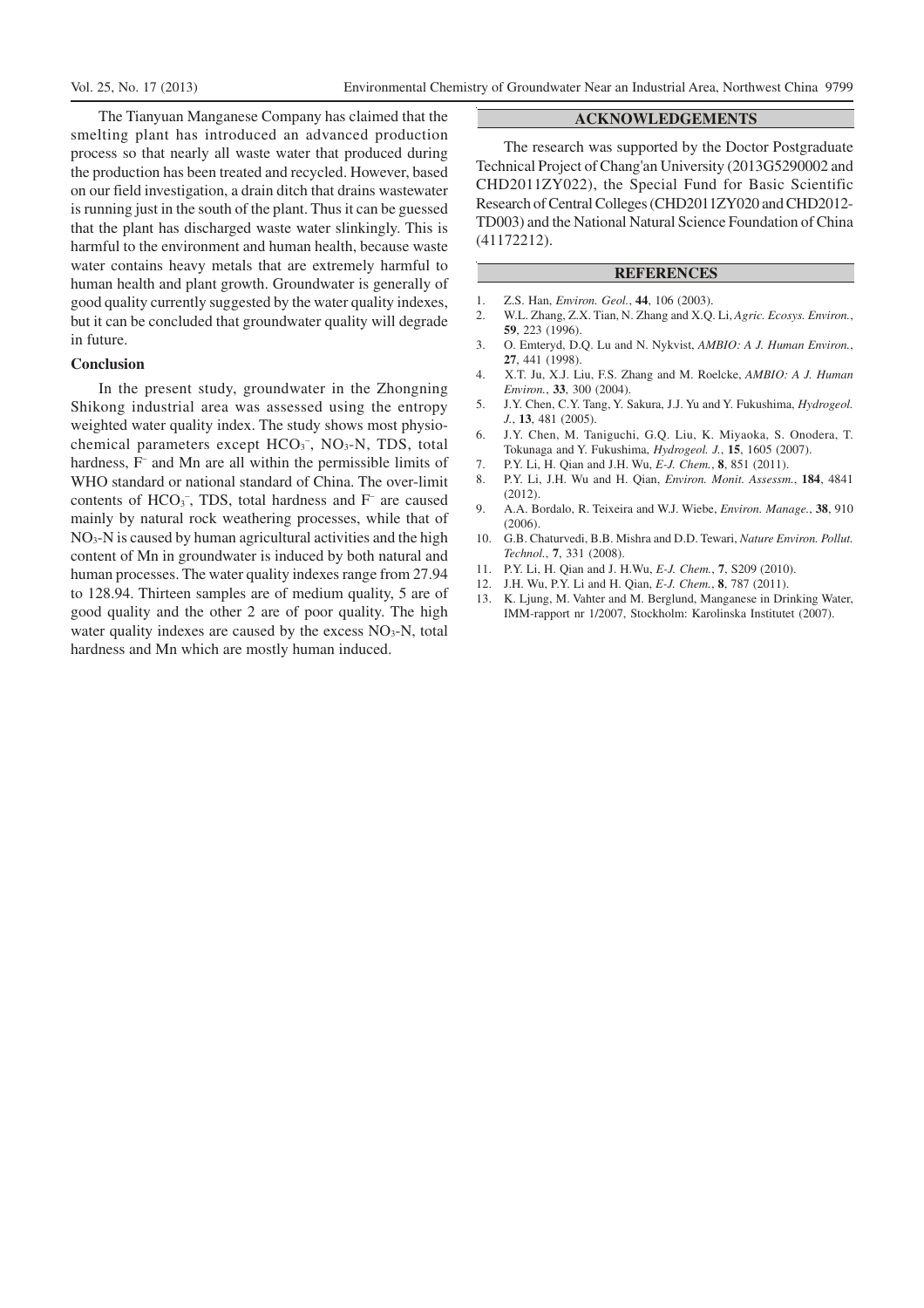The Tianyuan Manganese Company has claimed that the smelting plant has introduced an advanced production process so that nearly all waste water that produced during the production has been treated and recycled. However, based on our field investigation, a drain ditch that drains wastewater is running just in the south of the plant. Thus it can be guessed that the plant has discharged waste water slinkingly. This is harmful to the environment and human health, because waste water contains heavy metals that are extremely harmful to human health and plant growth. Groundwater is generally of good quality currently suggested by the water quality indexes, but it can be concluded that groundwater quality will degrade in future.

## Conclusion

In the present study, groundwater in the Zhongning Shikong industrial area was assessed using the entropy weighted water quality index. The study shows most physiochemical parameters except $HCO_3^-$, $NO_3$-N, TDS, total hardness, $F^-$ and Mn are all within the permissible limits of WHO standard or national standard of China. The over-limit contents of $HCO_3^-$, TDS, total hardness and $F^-$ are caused mainly by natural rock weathering processes, while that of $NO_3$-N is caused by human agricultural activities and the high content of Mn in groundwater is induced by both natural and human processes. The water quality indexes range from 27.94 to 128.94. Thirteen samples are of medium quality, 5 are of good quality and the other 2 are of poor quality. The high water quality indexes are caused by the excess $NO_3$-N, total hardness and Mn which are mostly human induced.

## ACKNOWLEDGEMENTS

The research was supported by the Doctor Postgraduate Technical Project of Chang'an University (2013G5290002 and CHD2011ZY022), the Special Fund for Basic Scientific Research of Central Colleges (CHD2011ZY020 and CHD2012-TD003) and the National Natural Science Foundation of China (41172212).

## REFERENCES

1. Z.S. Han, *Environ. Geol.*, **44**, 106 (2003).
2. W.L. Zhang, Z.X. Tian, N. Zhang and X.Q. Li, *Agric. Ecosys. Environ.*, **59**, 223 (1996).
3. O. Emteryd, D.Q. Lu and N. Nykvist, *AMBIO: A J. Human Environ.*, **27**, 441 (1998).
4. X.T. Ju, X.J. Liu, F.S. Zhang and M. Roelcke, *AMBIO: A J. Human Environ.*, **33**, 300 (2004).
5. J.Y. Chen, C.Y. Tang, Y. Sakura, J.J. Yu and Y. Fukushima, *Hydrogeol. J.*, **13**, 481 (2005).
6. J.Y. Chen, M. Taniguchi, G.Q. Liu, K. Miyaoka, S. Onodera, T. Tokunaga and Y. Fukushima, *Hydrogeol. J.*, **15**, 1605 (2007).
7. P.Y. Li, H. Qian and J.H. Wu, *E-J. Chem.*, **8**, 851 (2011).
8. P.Y. Li, J.H. Wu and H. Qian, *Environ. Monit. Assessm.*, **184**, 4841 (2012).
9. A.A. Bordalo, R. Teixeira and W.J. Wiebe, *Environ. Manage.*, **38**, 910 (2006).
10. G.B. Chaturvedi, B.B. Mishra and D.D. Tewari, *Nature Environ. Pollut. Technol.*, **7**, 331 (2008).
11. P.Y. Li, H. Qian and J. H.Wu, *E-J. Chem.*, **7**, S209 (2010).
12. J.H. Wu, P.Y. Li and H. Qian, *E-J. Chem.*, **8**, 787 (2011).
13. K. Ljung, M. Vahter and M. Berglund, Manganese in Drinking Water, IMM-rapport nr 1/2007, Stockholm: Karolinska Institutet (2007).